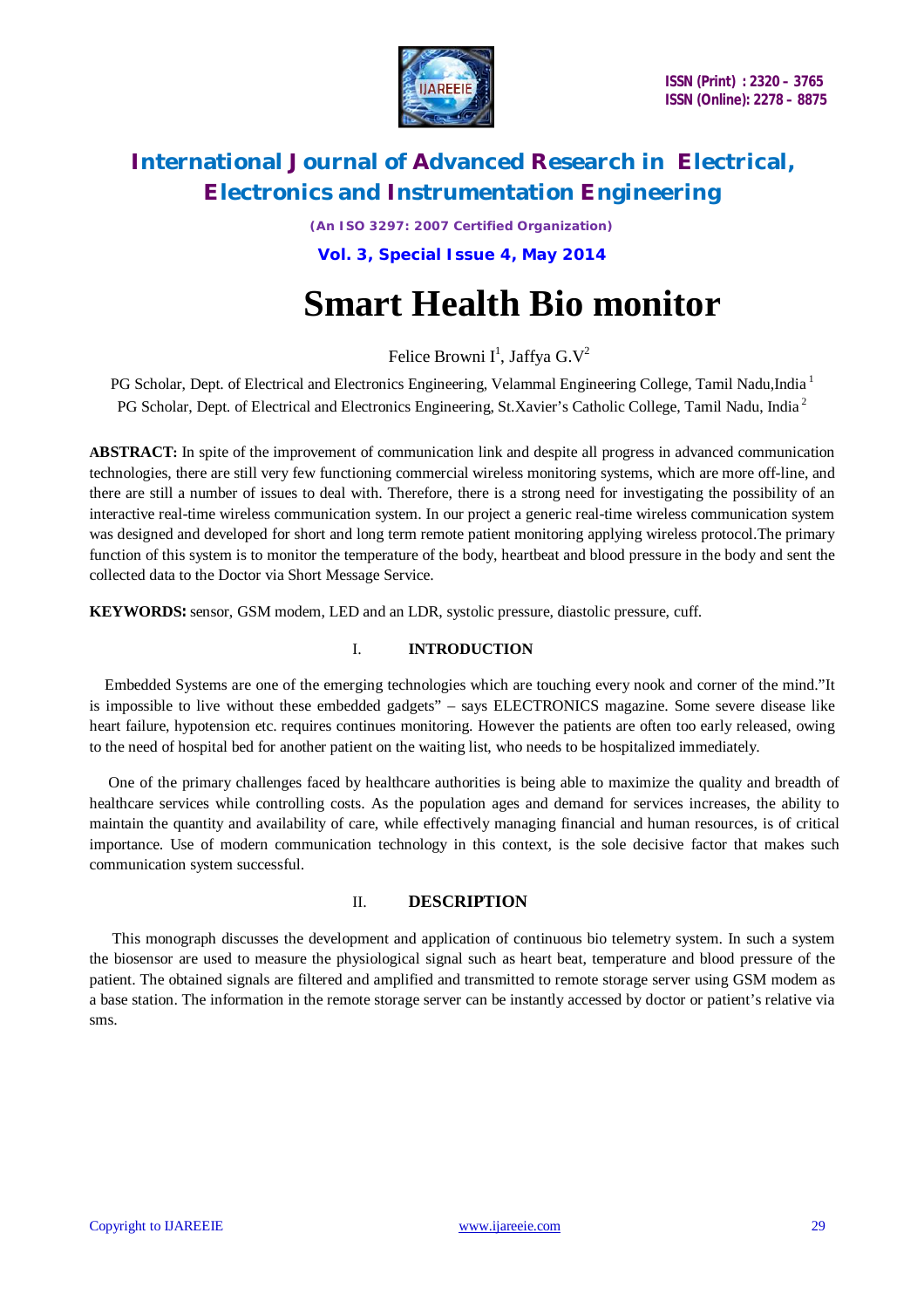# Smart Health Bio monitor

Felice Browni I[1], Jaffya G.V[2]

PG Scholar, Dept. of Electrical and Electronics Engineering, Velammal Engineering College, Tamil Nadu,India [1]

PG Scholar, Dept. of Electrical and Electronics Engineering, St.Xavier's Catholic College, Tamil Nadu, India [2]

**ABSTRACT:** In spite of the improvement of communication link and despite all progress in advanced communication technologies, there are still very few functioning commercial wireless monitoring systems, which are more off-line, and there are still a number of issues to deal with. Therefore, there is a strong need for investigating the possibility of an interactive real-time wireless communication system. In our project a generic real-time wireless communication system was designed and developed for short and long term remote patient monitoring applying wireless protocol.The primary function of this system is to monitor the temperature of the body, heartbeat and blood pressure in the body and sent the collected data to the Doctor via Short Message Service.

**KEYWORDS:** sensor, GSM modem, LED and an LDR, systolic pressure, diastolic pressure, cuff.

## I. INTRODUCTION

Embedded Systems are one of the emerging technologies which are touching every nook and corner of the mind."It is impossible to live without these embedded gadgets" – says ELECTRONICS magazine. Some severe disease like heart failure, hypotension etc. requires continues monitoring. However the patients are often too early released, owing to the need of hospital bed for another patient on the waiting list, who needs to be hospitalized immediately.

One of the primary challenges faced by healthcare authorities is being able to maximize the quality and breadth of healthcare services while controlling costs. As the population ages and demand for services increases, the ability to maintain the quantity and availability of care, while effectively managing financial and human resources, is of critical importance. Use of modern communication technology in this context, is the sole decisive factor that makes such communication system successful.

## II. DESCRIPTION

This monograph discusses the development and application of continuous bio telemetry system. In such a system the biosensor are used to measure the physiological signal such as heart beat, temperature and blood pressure of the patient. The obtained signals are filtered and amplified and transmitted to remote storage server using GSM modem as a base station. The information in the remote storage server can be instantly accessed by doctor or patient's relative via sms.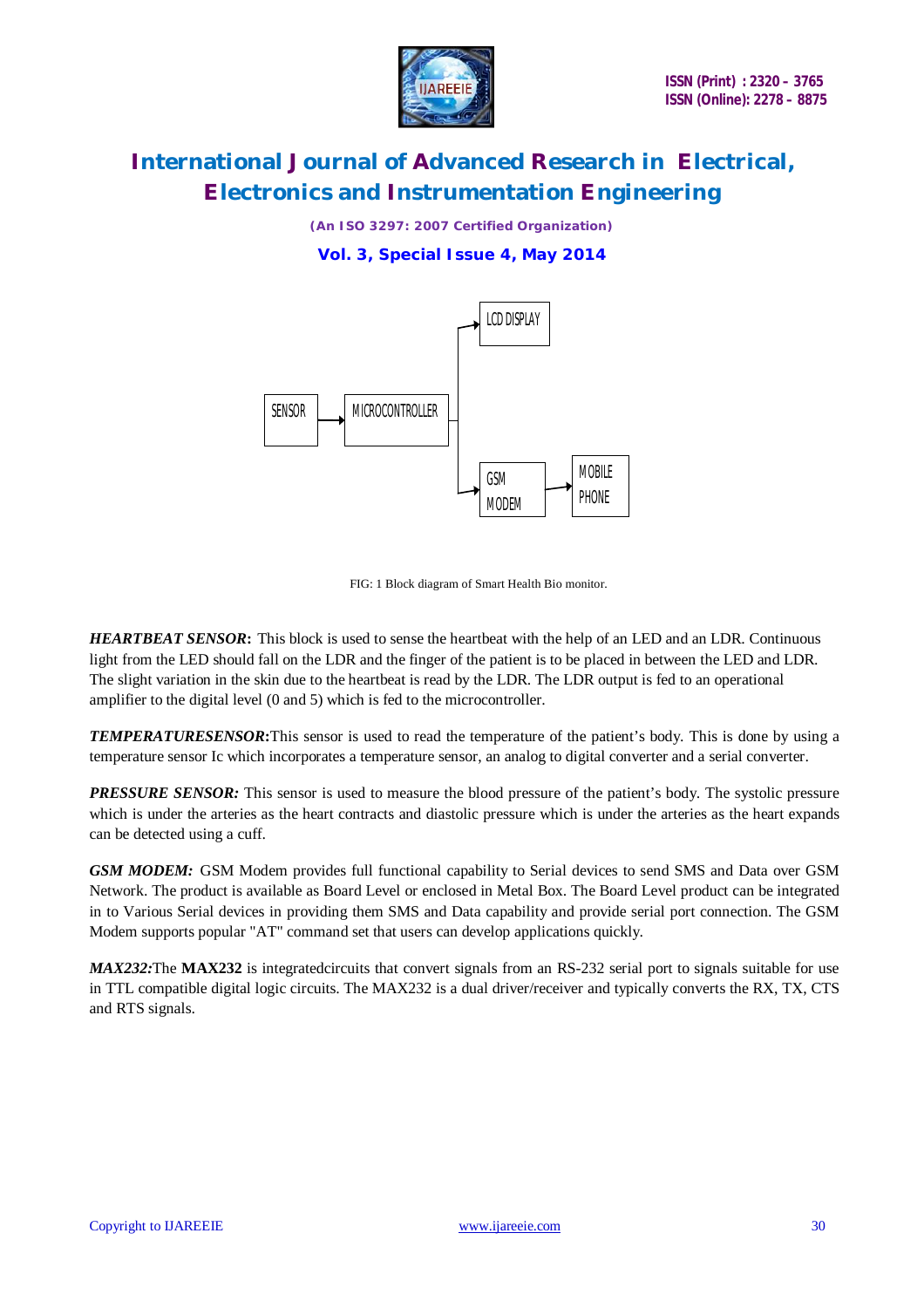FIG: 1 Block diagram of Smart Health Bio monitor.

***HEARTBEAT SENSOR*:** This block is used to sense the heartbeat with the help of an LED and an LDR. Continuous light from the LED should fall on the LDR and the finger of the patient is to be placed in between the LED and LDR. The slight variation in the skin due to the heartbeat is read by the LDR. The LDR output is fed to an operational amplifier to the digital level (0 and 5) which is fed to the microcontroller.

***TEMPERATURESENSOR*:**This sensor is used to read the temperature of the patient's body. This is done by using a temperature sensor Ic which incorporates a temperature sensor, an analog to digital converter and a serial converter.

***PRESSURE SENSOR:*** This sensor is used to measure the blood pressure of the patient's body. The systolic pressure which is under the arteries as the heart contracts and diastolic pressure which is under the arteries as the heart expands can be detected using a cuff.

***GSM MODEM:*** GSM Modem provides full functional capability to Serial devices to send SMS and Data over GSM Network. The product is available as Board Level or enclosed in Metal Box. The Board Level product can be integrated in to Various Serial devices in providing them SMS and Data capability and provide serial port connection. The GSM Modem supports popular "AT" command set that users can develop applications quickly.

***MAX232:***The **MAX232** is integratedcircuits that convert signals from an RS-232 serial port to signals suitable for use in TTL compatible digital logic circuits. The MAX232 is a dual driver/receiver and typically converts the RX, TX, CTS and RTS signals.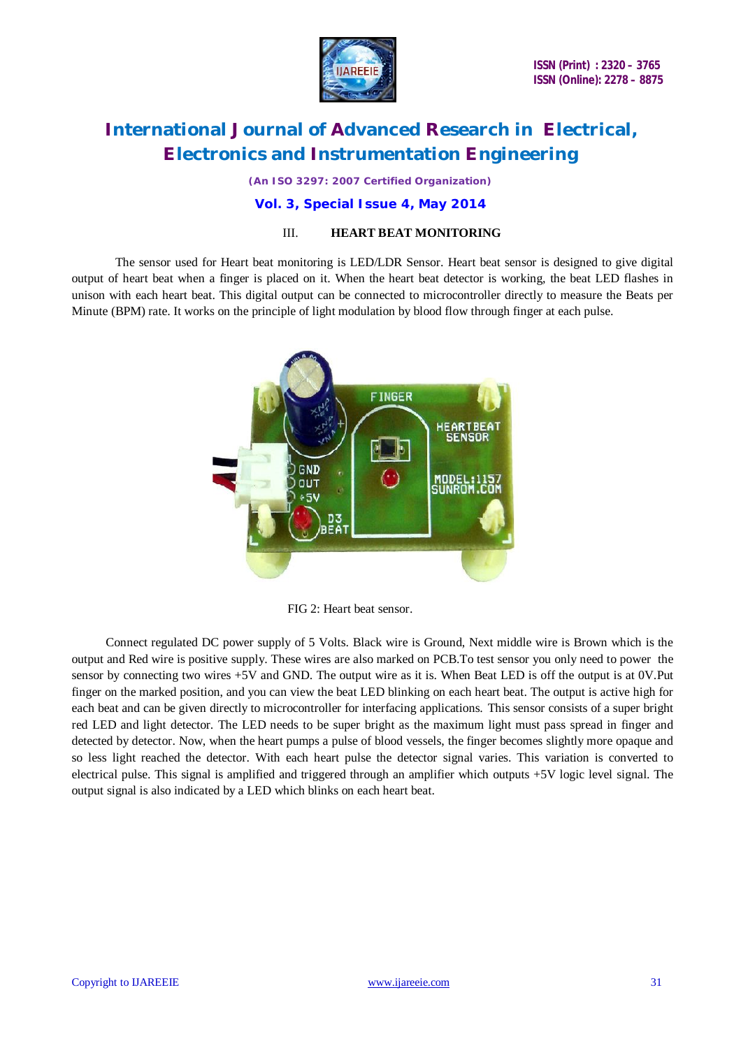## III. HEART BEAT MONITORING

The sensor used for Heart beat monitoring is LED/LDR Sensor. Heart beat sensor is designed to give digital output of heart beat when a finger is placed on it. When the heart beat detector is working, the beat LED flashes in unison with each heart beat. This digital output can be connected to microcontroller directly to measure the Beats per Minute (BPM) rate. It works on the principle of light modulation by blood flow through finger at each pulse.

FIG 2: Heart beat sensor.

Connect regulated DC power supply of 5 Volts. Black wire is Ground, Next middle wire is Brown which is the output and Red wire is positive supply. These wires are also marked on PCB.To test sensor you only need to power the sensor by connecting two wires +5V and GND. The output wire as it is. When Beat LED is off the output is at 0V.Put finger on the marked position, and you can view the beat LED blinking on each heart beat. The output is active high for each beat and can be given directly to microcontroller for interfacing applications. This sensor consists of a super bright red LED and light detector. The LED needs to be super bright as the maximum light must pass spread in finger and detected by detector. Now, when the heart pumps a pulse of blood vessels, the finger becomes slightly more opaque and so less light reached the detector. With each heart pulse the detector signal varies. This variation is converted to electrical pulse. This signal is amplified and triggered through an amplifier which outputs +5V logic level signal. The output signal is also indicated by a LED which blinks on each heart beat.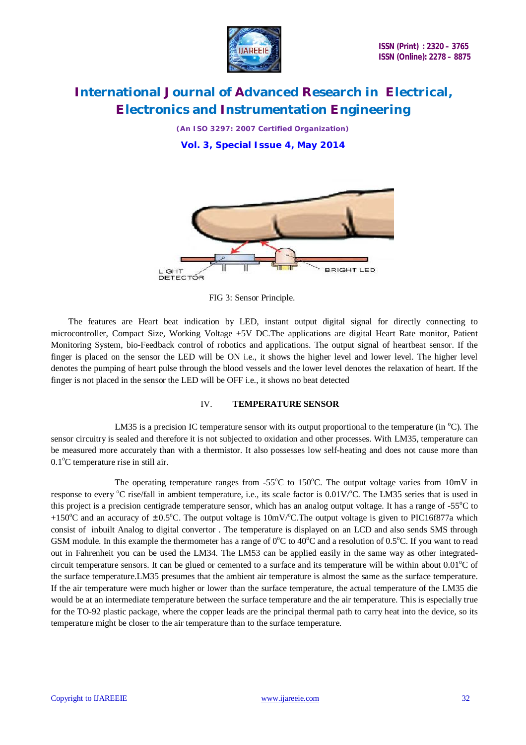FIG 3: Sensor Principle.

The features are Heart beat indication by LED, instant output digital signal for directly connecting to microcontroller, Compact Size, Working Voltage +5V DC.The applications are digital Heart Rate monitor, Patient Monitoring System, bio-Feedback control of robotics and applications. The output signal of heartbeat sensor. If the finger is placed on the sensor the LED will be ON i.e., it shows the higher level and lower level. The higher level denotes the pumping of heart pulse through the blood vessels and the lower level denotes the relaxation of heart. If the finger is not placed in the sensor the LED will be OFF i.e., it shows no beat detected

## IV. TEMPERATURE SENSOR

LM35 is a precision IC temperature sensor with its output proportional to the temperature (in $^{o}$C). The sensor circuitry is sealed and therefore it is not subjected to oxidation and other processes. With LM35, temperature can be measured more accurately than with a thermistor. It also possesses low self-heating and does not cause more than 0.1$^{o}$C temperature rise in still air.

The operating temperature ranges from -55$^{o}$C to 150$^{o}$C. The output voltage varies from 10mV in response to every $^{o}$C rise/fall in ambient temperature, i.e., its scale factor is 0.01V/$^{o}$C. The LM35 series that is used in this project is a precision centigrade temperature sensor, which has an analog output voltage. It has a range of -55$^{o}$C to +150$^{o}$C and an accuracy of ±0.5$^{o}$C. The output voltage is 10mV/$^{o}$C.The output voltage is given to PIC16f877a which consist of inbuilt Analog to digital convertor . The temperature is displayed on an LCD and also sends SMS through GSM module. In this example the thermometer has a range of 0$^{o}$C to 40$^{o}$C and a resolution of 0.5$^{o}$C. If you want to read out in Fahrenheit you can be used the LM34. The LM53 can be applied easily in the same way as other integrated-circuit temperature sensors. It can be glued or cemented to a surface and its temperature will be within about 0.01$^{o}$C of the surface temperature.LM35 presumes that the ambient air temperature is almost the same as the surface temperature. If the air temperature were much higher or lower than the surface temperature, the actual temperature of the LM35 die would be at an intermediate temperature between the surface temperature and the air temperature. This is especially true for the TO-92 plastic package, where the copper leads are the principal thermal path to carry heat into the device, so its temperature might be closer to the air temperature than to the surface temperature.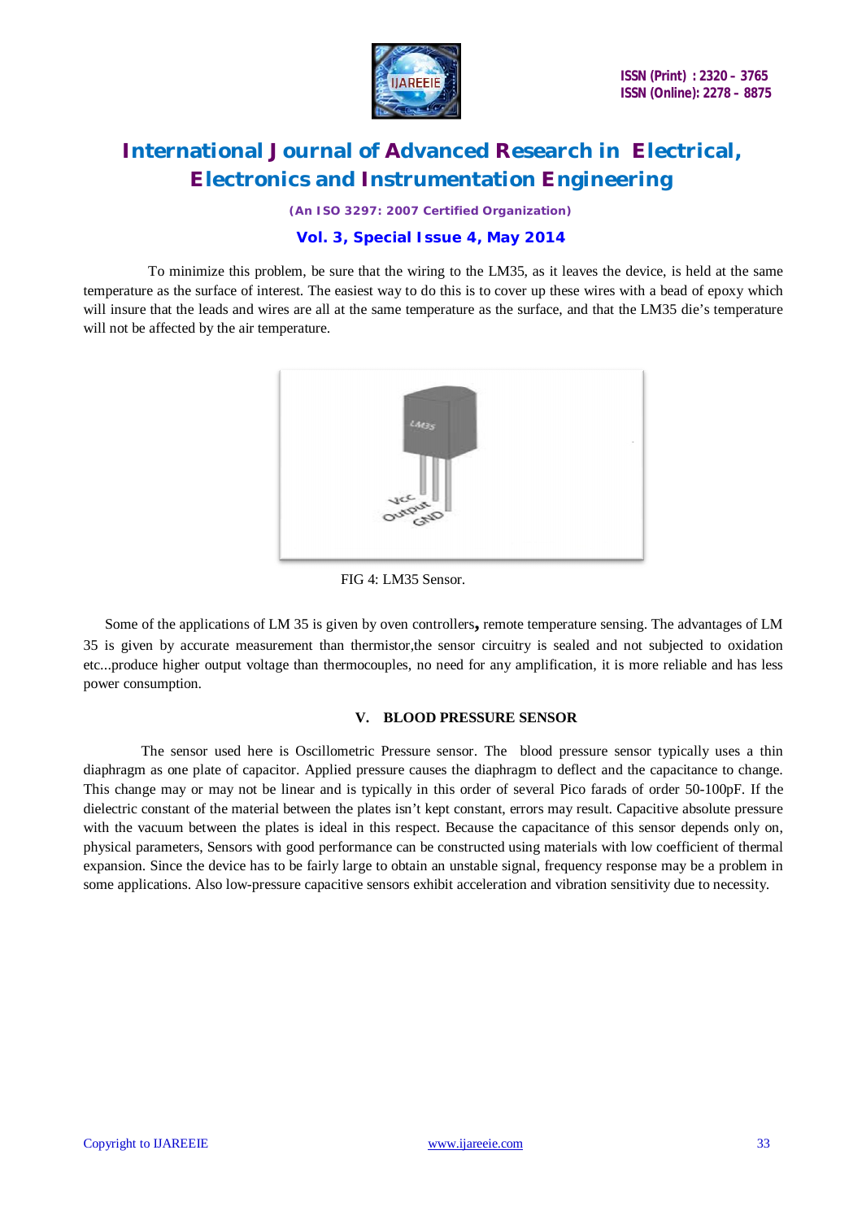To minimize this problem, be sure that the wiring to the LM35, as it leaves the device, is held at the same temperature as the surface of interest. The easiest way to do this is to cover up these wires with a bead of epoxy which will insure that the leads and wires are all at the same temperature as the surface, and that the LM35 die's temperature will not be affected by the air temperature.

FIG 4: LM35 Sensor.

Some of the applications of LM 35 is given by oven controllers**,** remote temperature sensing. The advantages of LM 35 is given by accurate measurement than thermistor,the sensor circuitry is sealed and not subjected to oxidation etc...produce higher output voltage than thermocouples, no need for any amplification, it is more reliable and has less power consumption.

## V. BLOOD PRESSURE SENSOR

The sensor used here is Oscillometric Pressure sensor. The blood pressure sensor typically uses a thin diaphragm as one plate of capacitor. Applied pressure causes the diaphragm to deflect and the capacitance to change. This change may or may not be linear and is typically in this order of several Pico farads of order 50-100pF. If the dielectric constant of the material between the plates isn't kept constant, errors may result. Capacitive absolute pressure with the vacuum between the plates is ideal in this respect. Because the capacitance of this sensor depends only on, physical parameters, Sensors with good performance can be constructed using materials with low coefficient of thermal expansion. Since the device has to be fairly large to obtain an unstable signal, frequency response may be a problem in some applications. Also low-pressure capacitive sensors exhibit acceleration and vibration sensitivity due to necessity.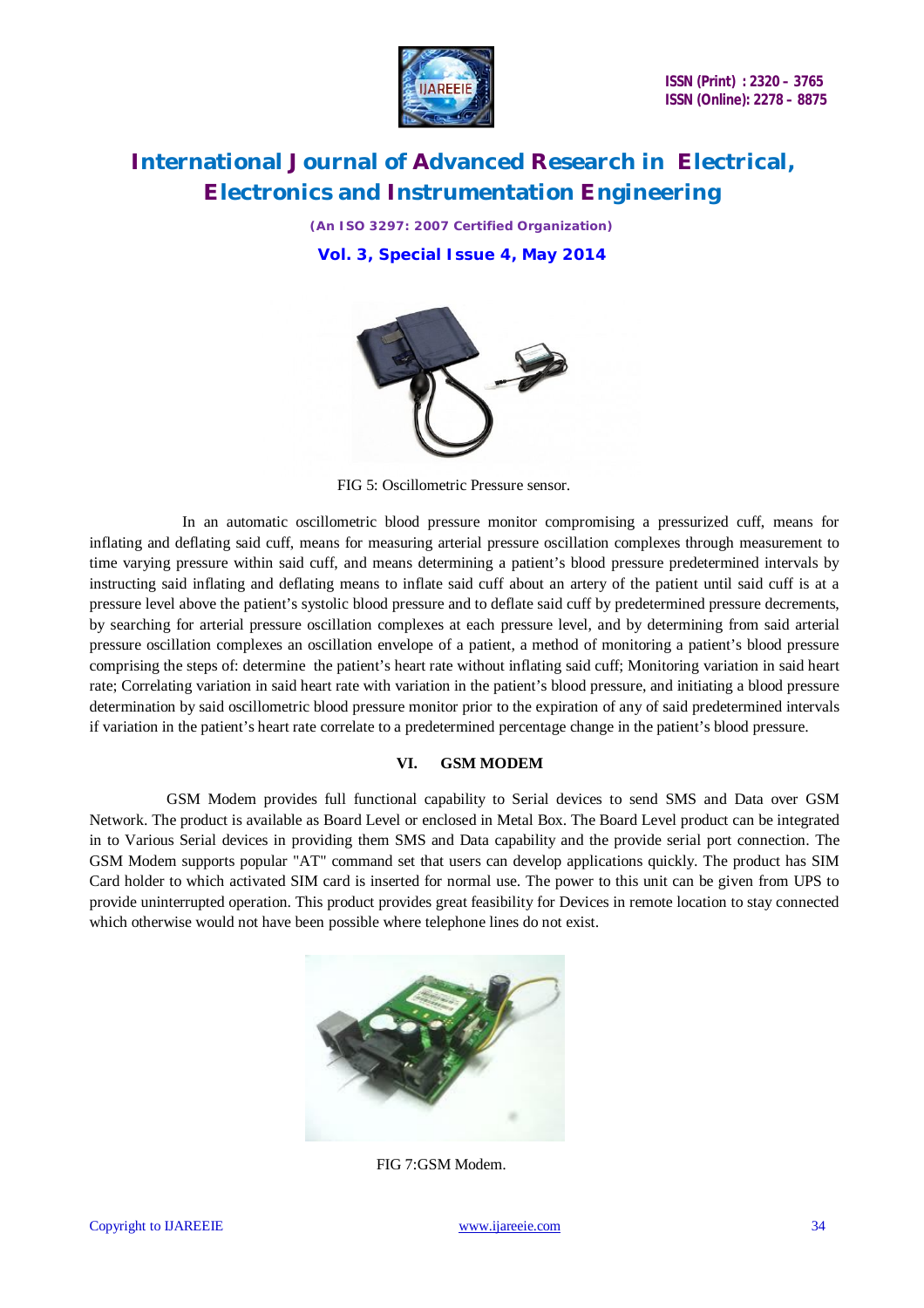FIG 5: Oscillometric Pressure sensor.

In an automatic oscillometric blood pressure monitor compromising a pressurized cuff, means for inflating and deflating said cuff, means for measuring arterial pressure oscillation complexes through measurement to time varying pressure within said cuff, and means determining a patient's blood pressure predetermined intervals by instructing said inflating and deflating means to inflate said cuff about an artery of the patient until said cuff is at a pressure level above the patient's systolic blood pressure and to deflate said cuff by predetermined pressure decrements, by searching for arterial pressure oscillation complexes at each pressure level, and by determining from said arterial pressure oscillation complexes an oscillation envelope of a patient, a method of monitoring a patient's blood pressure comprising the steps of: determine the patient's heart rate without inflating said cuff; Monitoring variation in said heart rate; Correlating variation in said heart rate with variation in the patient's blood pressure, and initiating a blood pressure determination by said oscillometric blood pressure monitor prior to the expiration of any of said predetermined intervals if variation in the patient's heart rate correlate to a predetermined percentage change in the patient's blood pressure.

## VI. GSM MODEM

GSM Modem provides full functional capability to Serial devices to send SMS and Data over GSM Network. The product is available as Board Level or enclosed in Metal Box. The Board Level product can be integrated in to Various Serial devices in providing them SMS and Data capability and the provide serial port connection. The GSM Modem supports popular "AT" command set that users can develop applications quickly. The product has SIM Card holder to which activated SIM card is inserted for normal use. The power to this unit can be given from UPS to provide uninterrupted operation. This product provides great feasibility for Devices in remote location to stay connected which otherwise would not have been possible where telephone lines do not exist.

FIG 7:GSM Modem.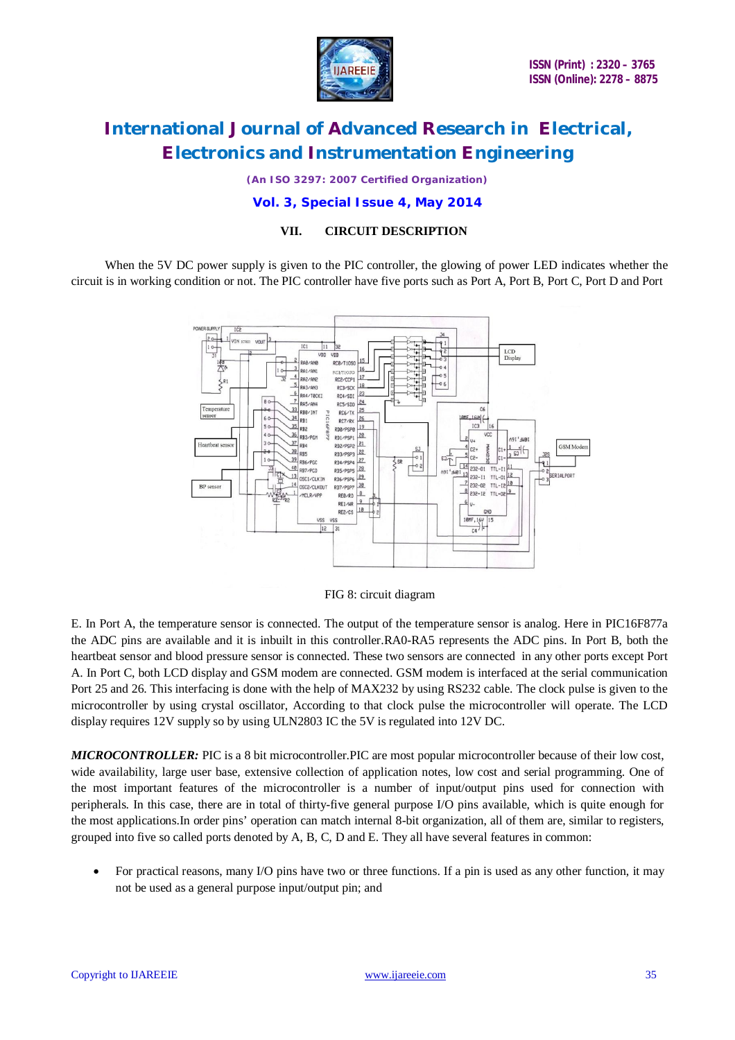## VII. CIRCUIT DESCRIPTION

When the 5V DC power supply is given to the PIC controller, the glowing of power LED indicates whether the circuit is in working condition or not. The PIC controller have five ports such as Port A, Port B, Port C, Port D and Port

FIG 8: circuit diagram

E. In Port A, the temperature sensor is connected. The output of the temperature sensor is analog. Here in PIC16F877a the ADC pins are available and it is inbuilt in this controller.RA0-RA5 represents the ADC pins. In Port B, both the heartbeat sensor and blood pressure sensor is connected. These two sensors are connected in any other ports except Port A. In Port C, both LCD display and GSM modem are connected. GSM modem is interfaced at the serial communication Port 25 and 26. This interfacing is done with the help of MAX232 by using RS232 cable. The clock pulse is given to the microcontroller by using crystal oscillator, According to that clock pulse the microcontroller will operate. The LCD display requires 12V supply so by using ULN2803 IC the 5V is regulated into 12V DC.

***MICROCONTROLLER:*** PIC is a 8 bit microcontroller.PIC are most popular microcontroller because of their low cost, wide availability, large user base, extensive collection of application notes, low cost and serial programming. One of the most important features of the microcontroller is a number of input/output pins used for connection with peripherals. In this case, there are in total of thirty-five general purpose I/O pins available, which is quite enough for the most applications.In order pins' operation can match internal 8-bit organization, all of them are, similar to registers, grouped into five so called ports denoted by A, B, C, D and E. They all have several features in common:

- For practical reasons, many I/O pins have two or three functions. If a pin is used as any other function, it may not be used as a general purpose input/output pin; and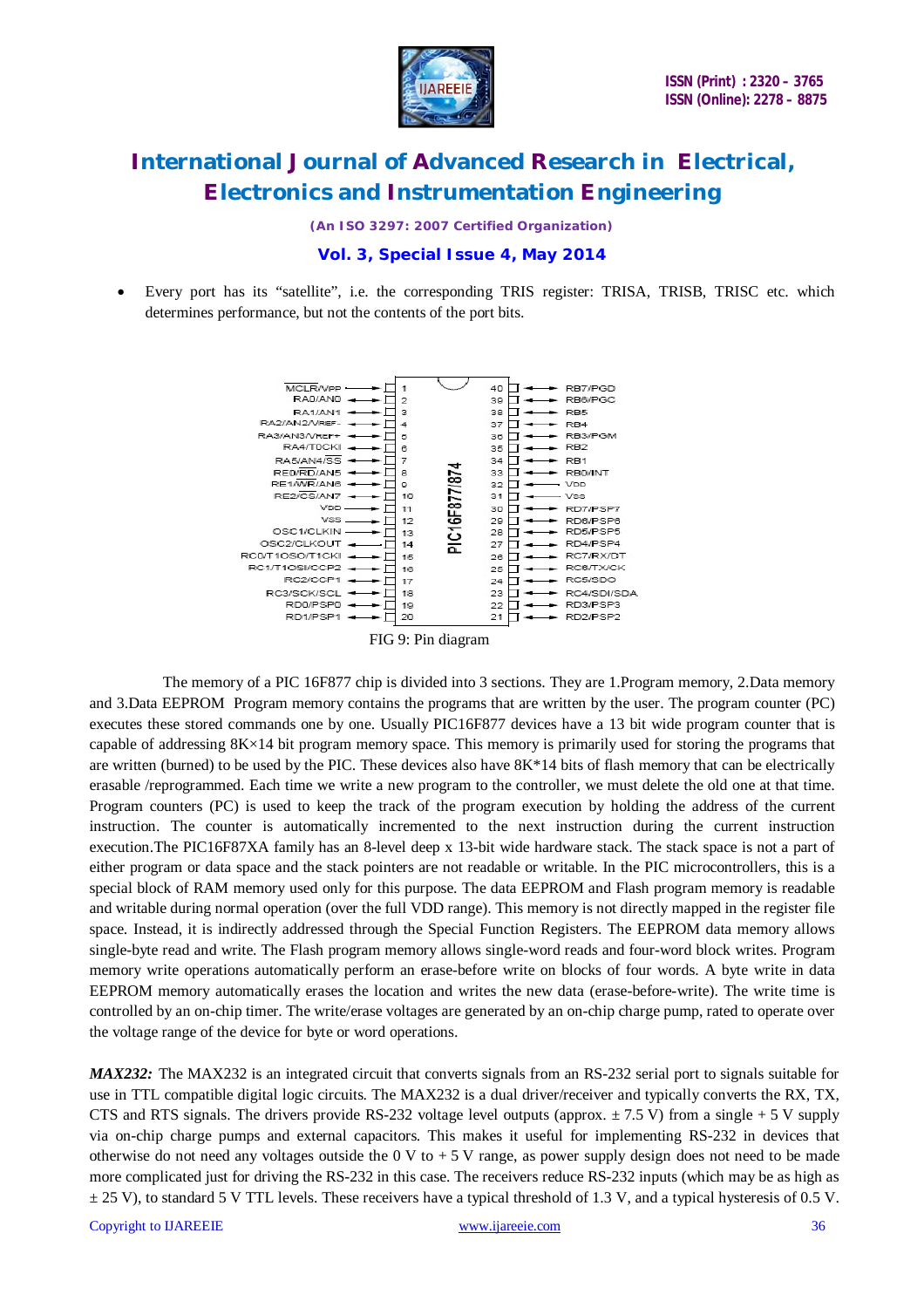- Every port has its "satellite", i.e. the corresponding TRIS register: TRISA, TRISB, TRISC etc. which determines performance, but not the contents of the port bits.

FIG 9: Pin diagram

The memory of a PIC 16F877 chip is divided into 3 sections. They are 1.Program memory, 2.Data memory and 3.Data EEPROM Program memory contains the programs that are written by the user. The program counter (PC) executes these stored commands one by one. Usually PIC16F877 devices have a 13 bit wide program counter that is capable of addressing 8K×14 bit program memory space. This memory is primarily used for storing the programs that are written (burned) to be used by the PIC. These devices also have 8K*14 bits of flash memory that can be electrically erasable /reprogrammed. Each time we write a new program to the controller, we must delete the old one at that time. Program counters (PC) is used to keep the track of the program execution by holding the address of the current instruction. The counter is automatically incremented to the next instruction during the current instruction execution.The PIC16F87XA family has an 8-level deep x 13-bit wide hardware stack. The stack space is not a part of either program or data space and the stack pointers are not readable or writable. In the PIC microcontrollers, this is a special block of RAM memory used only for this purpose. The data EEPROM and Flash program memory is readable and writable during normal operation (over the full VDD range). This memory is not directly mapped in the register file space. Instead, it is indirectly addressed through the Special Function Registers. The EEPROM data memory allows single-byte read and write. The Flash program memory allows single-word reads and four-word block writes. Program memory write operations automatically perform an erase-before write on blocks of four words. A byte write in data EEPROM memory automatically erases the location and writes the new data (erase-before-write). The write time is controlled by an on-chip timer. The write/erase voltages are generated by an on-chip charge pump, rated to operate over the voltage range of the device for byte or word operations.

***MAX232:*** The MAX232 is an integrated circuit that converts signals from an RS-232 serial port to signals suitable for use in TTL compatible digital logic circuits. The MAX232 is a dual driver/receiver and typically converts the RX, TX, CTS and RTS signals. The drivers provide RS-232 voltage level outputs (approx. ± 7.5 V) from a single + 5 V supply via on-chip charge pumps and external capacitors. This makes it useful for implementing RS-232 in devices that otherwise do not need any voltages outside the 0 V to + 5 V range, as power supply design does not need to be made more complicated just for driving the RS-232 in this case. The receivers reduce RS-232 inputs (which may be as high as ± 25 V), to standard 5 V TTL levels. These receivers have a typical threshold of 1.3 V, and a typical hysteresis of 0.5 V.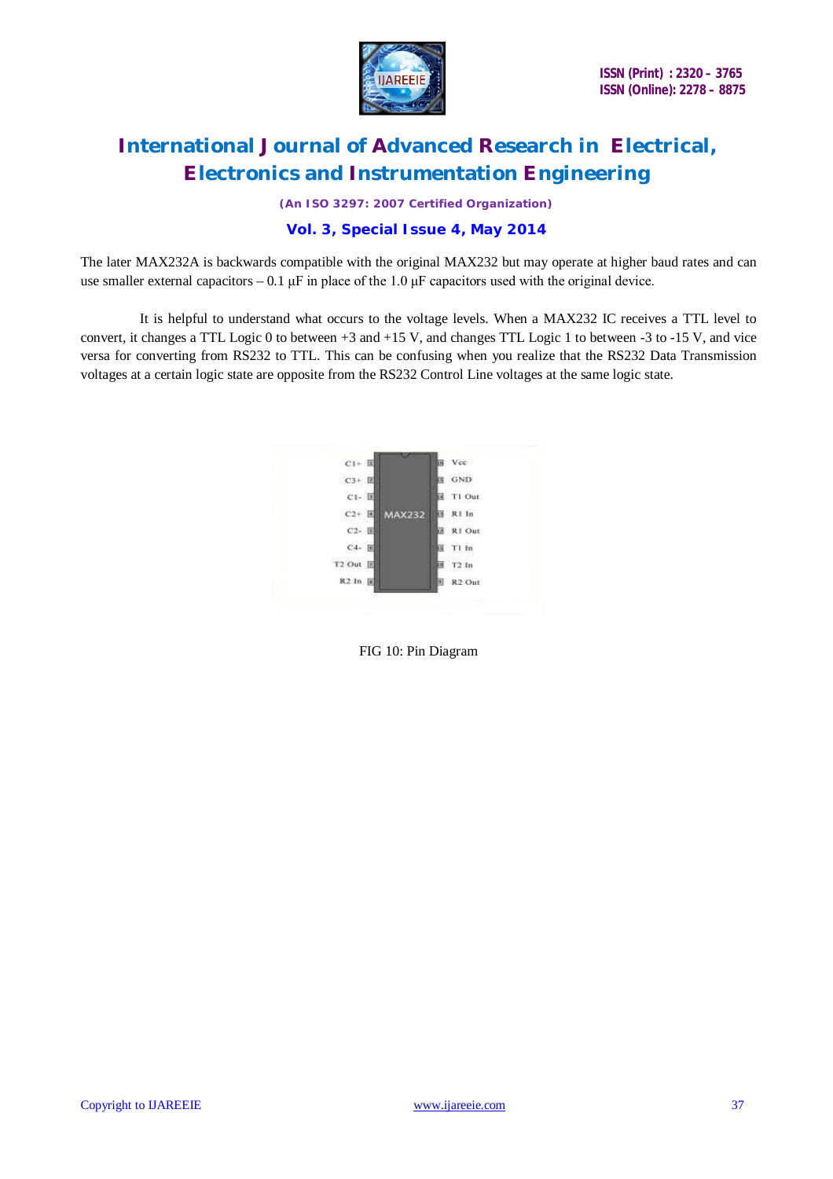The later MAX232A is backwards compatible with the original MAX232 but may operate at higher baud rates and can use smaller external capacitors – 0.1 μF in place of the 1.0 μF capacitors used with the original device.

It is helpful to understand what occurs to the voltage levels. When a MAX232 IC receives a TTL level to convert, it changes a TTL Logic 0 to between +3 and +15 V, and changes TTL Logic 1 to between -3 to -15 V, and vice versa for converting from RS232 to TTL. This can be confusing when you realize that the RS232 Data Transmission voltages at a certain logic state are opposite from the RS232 Control Line voltages at the same logic state.

FIG 10: Pin Diagram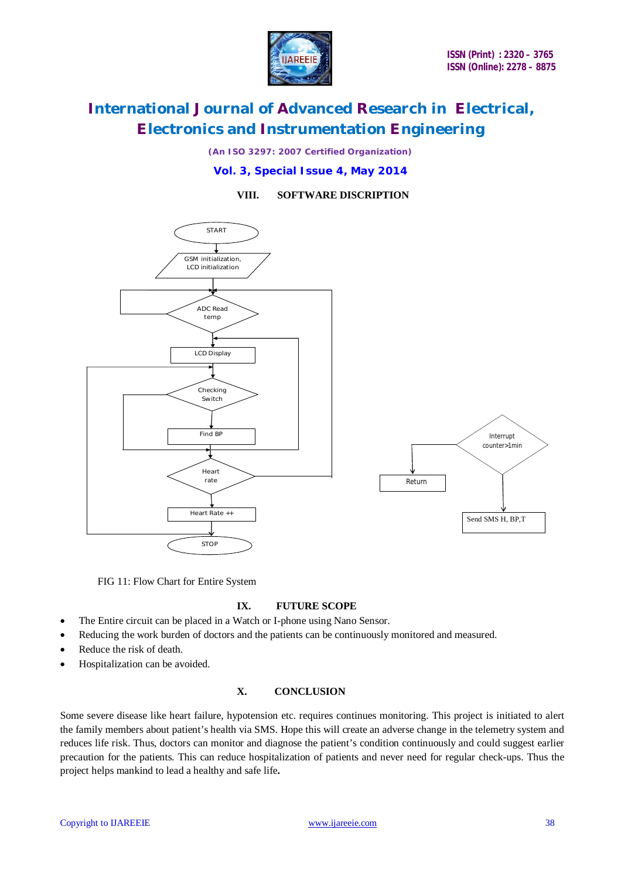## VIII. SOFTWARE DISCRIPTION

START

GSM initialization, LCD initialization

ADC Read temp

LCD Display

Checking Switch

Find BP

Heart rate

Heart Rate ++

STOP

Interrupt counter>1min

Return

Send SMS H, BP,T

FIG 11: Flow Chart for Entire System

## IX. FUTURE SCOPE

- The Entire circuit can be placed in a Watch or I-phone using Nano Sensor.
- Reducing the work burden of doctors and the patients can be continuously monitored and measured.
- Reduce the risk of death.
- Hospitalization can be avoided.

## X. CONCLUSION

Some severe disease like heart failure, hypotension etc. requires continues monitoring. This project is initiated to alert the family members about patient's health via SMS. Hope this will create an adverse change in the telemetry system and reduces life risk. Thus, doctors can monitor and diagnose the patient's condition continuously and could suggest earlier precaution for the patients. This can reduce hospitalization of patients and never need for regular check-ups. Thus the project helps mankind to lead a healthy and safe life**.**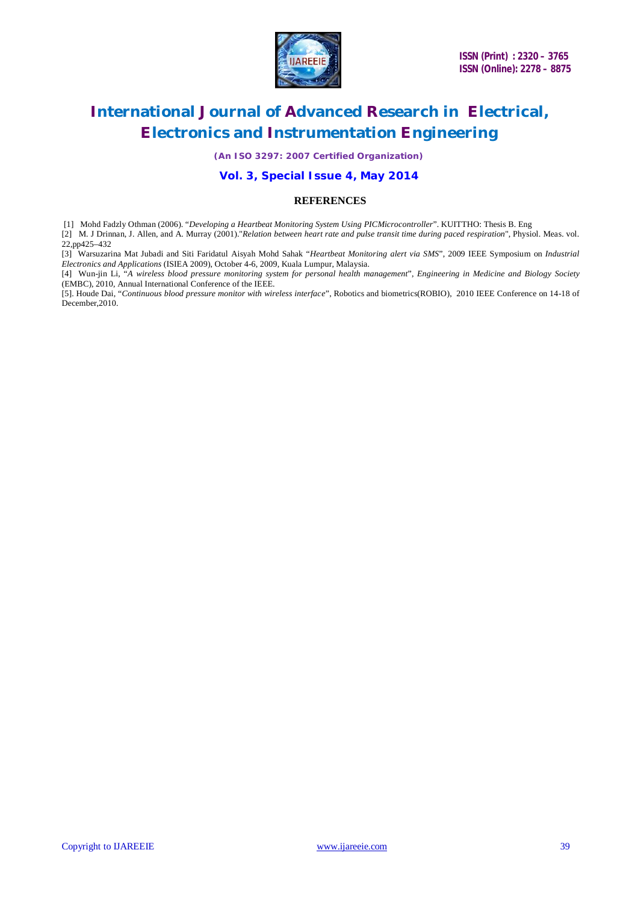## REFERENCES

[1] Mohd Fadzly Othman (2006). "*Developing a Heartbeat Monitoring System Using PICMicrocontroller*". KUITTHO: Thesis B. Eng

[2] M. J Drinnan, J. Allen, and A. Murray (2001)."*Relation between heart rate and pulse transit time during paced respiration*", Physiol. Meas. vol. 22,pp425–432

[3] Warsuzarina Mat Jubadi and Siti Faridatul Aisyah Mohd Sahak "*Heartbeat Monitoring alert via SMS*", 2009 IEEE Symposium on *Industrial Electronics and Applications* (ISIEA 2009), October 4-6, 2009, Kuala Lumpur, Malaysia.

[4] Wun-jin Li, "*A wireless blood pressure monitoring system for personal health management*", *Engineering in Medicine and Biology Society* (EMBC), 2010, Annual International Conference of the IEEE.

[5]. Houde Dai, "*Continuous blood pressure monitor with wireless interface*", Robotics and biometrics(ROBIO), 2010 IEEE Conference on 14-18 of December,2010.